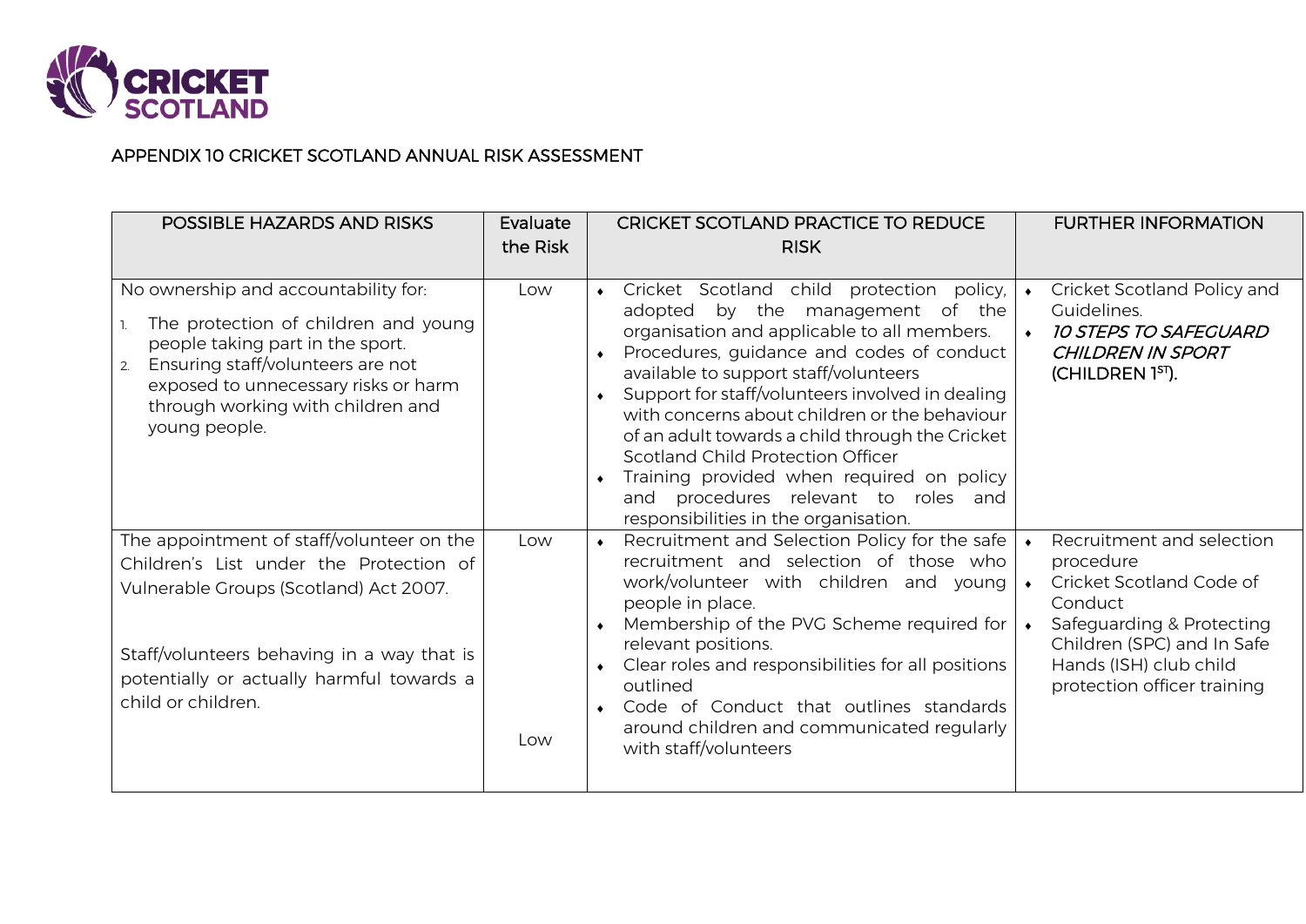# APPENDIX 10 CRICKET SCOTLAND ANNUAL RISK ASSESSMENT

| POSSIBLE HAZARDS AND RISKS | Evaluate the Risk | CRICKET SCOTLAND PRACTICE TO REDUCE RISK | FURTHER INFORMATION |
|---|---|---|---|
| No ownership and accountability for:<br>1. The protection of children and young people taking part in the sport.<br>2. Ensuring staff/volunteers are not exposed to unnecessary risks or harm through working with children and young people. | Low | • Cricket Scotland child protection policy, adopted by the management of the organisation and applicable to all members.<br>• Procedures, guidance and codes of conduct available to support staff/volunteers<br>• Support for staff/volunteers involved in dealing with concerns about children or the behaviour of an adult towards a child through the Cricket Scotland Child Protection Officer<br>• Training provided when required on policy and procedures relevant to roles and responsibilities in the organisation. | • Cricket Scotland Policy and Guidelines.<br>• *10 STEPS TO SAFEGUARD CHILDREN IN SPORT* (CHILDREN 1ST). |
| The appointment of staff/volunteer on the Children's List under the Protection of Vulnerable Groups (Scotland) Act 2007.<br><br>Staff/volunteers behaving in a way that is potentially or actually harmful towards a child or children. | Low<br><br>Low | • Recruitment and Selection Policy for the safe recruitment and selection of those who work/volunteer with children and young people in place.<br>• Membership of the PVG Scheme required for relevant positions.<br>• Clear roles and responsibilities for all positions outlined<br>• Code of Conduct that outlines standards around children and communicated regularly with staff/volunteers | • Recruitment and selection procedure<br>• Cricket Scotland Code of Conduct<br>• Safeguarding & Protecting Children (SPC) and In Safe Hands (ISH) club child protection officer training |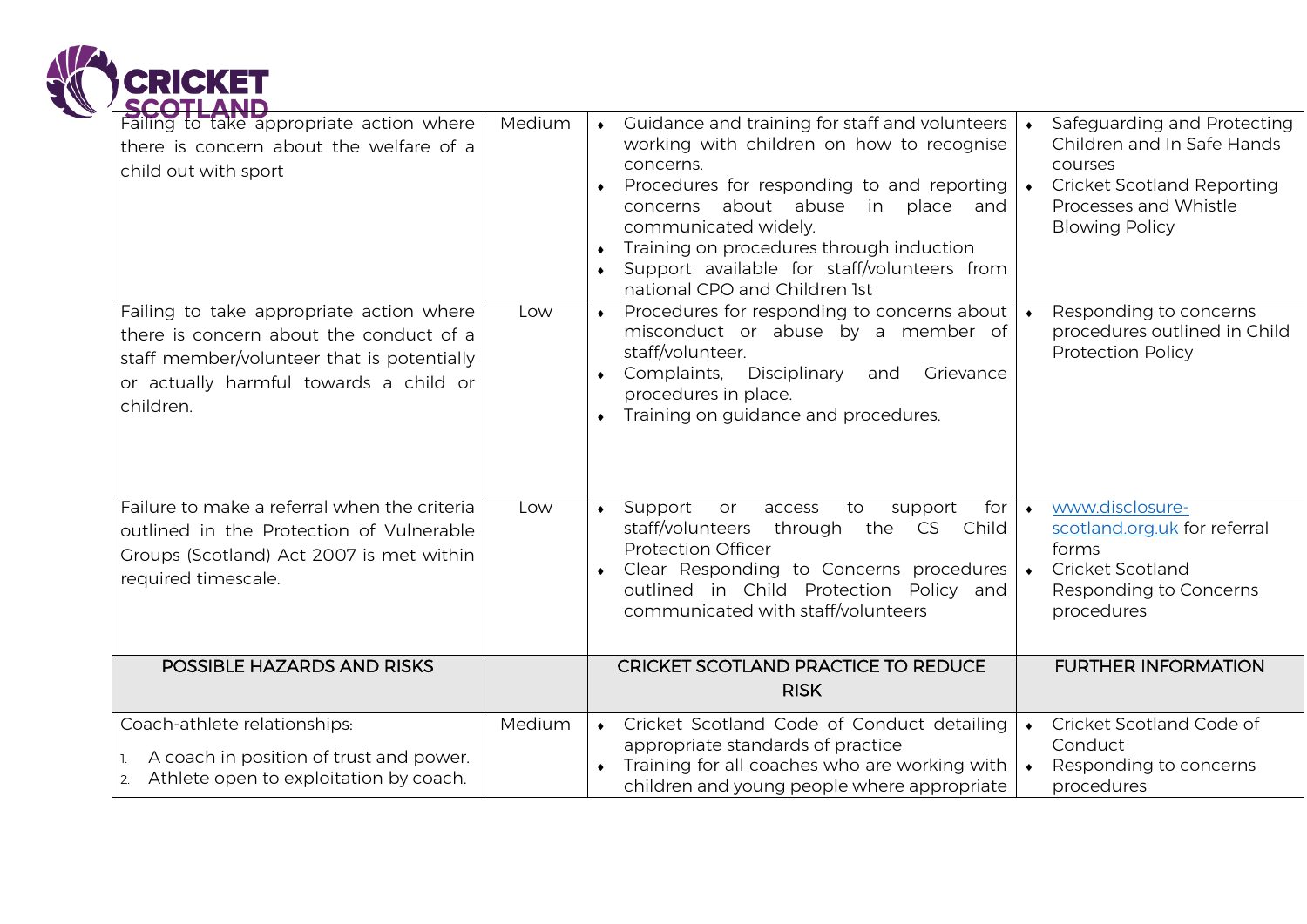| | | | |
|---|---|---|---|
| Failing to take appropriate action where there is concern about the welfare of a child out with sport | Medium | • Guidance and training for staff and volunteers working with children on how to recognise concerns.<br>• Procedures for responding to and reporting concerns about abuse in place and communicated widely.<br>• Training on procedures through induction<br>• Support available for staff/volunteers from national CPO and Children 1st | • Safeguarding and Protecting Children and In Safe Hands courses<br>• Cricket Scotland Reporting Processes and Whistle Blowing Policy |
| Failing to take appropriate action where there is concern about the conduct of a staff member/volunteer that is potentially or actually harmful towards a child or children. | Low | • Procedures for responding to concerns about misconduct or abuse by a member of staff/volunteer.<br>• Complaints, Disciplinary and Grievance procedures in place.<br>• Training on guidance and procedures. | • Responding to concerns procedures outlined in Child Protection Policy |
| Failure to make a referral when the criteria outlined in the Protection of Vulnerable Groups (Scotland) Act 2007 is met within required timescale. | Low | • Support or access to support for staff/volunteers through the CS Child Protection Officer<br>• Clear Responding to Concerns procedures outlined in Child Protection Policy and communicated with staff/volunteers | • www.disclosure-scotland.org.uk for referral forms<br>• Cricket Scotland Responding to Concerns procedures |

| POSSIBLE HAZARDS AND RISKS | | CRICKET SCOTLAND PRACTICE TO REDUCE RISK | FURTHER INFORMATION |
|---|---|---|---|
| Coach-athlete relationships:<br>1. A coach in position of trust and power.<br>2. Athlete open to exploitation by coach. | Medium | • Cricket Scotland Code of Conduct detailing appropriate standards of practice<br>• Training for all coaches who are working with children and young people where appropriate | • Cricket Scotland Code of Conduct<br>• Responding to concerns procedures |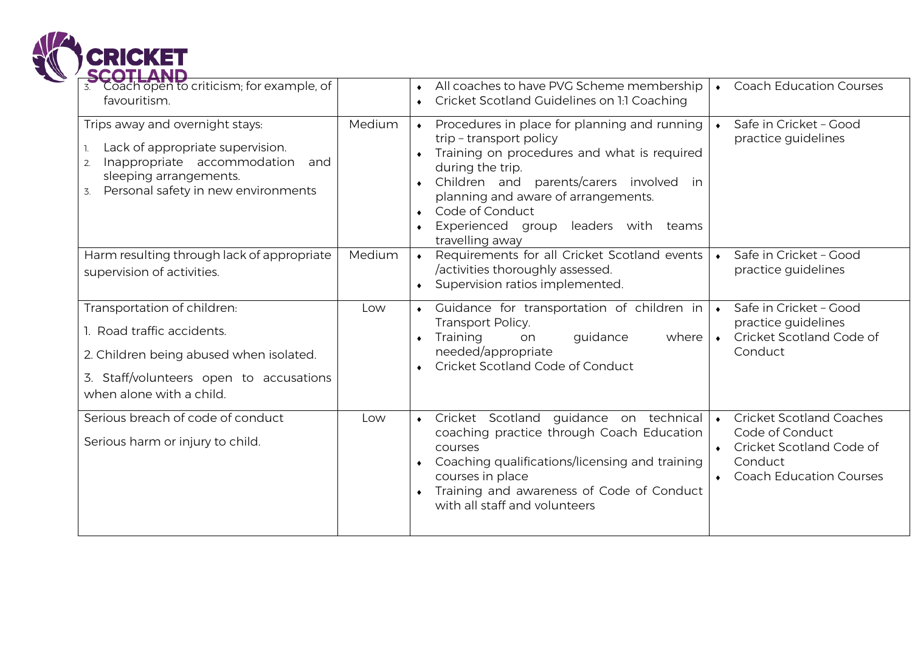| | | | |
|---|---|---|---|
| 3. Coach open to criticism; for example, of favouritism. | | • All coaches to have PVG Scheme membership<br>• Cricket Scotland Guidelines on 1:1 Coaching | • Coach Education Courses |
| Trips away and overnight stays:<br>1. Lack of appropriate supervision.<br>2. Inappropriate accommodation and sleeping arrangements.<br>3. Personal safety in new environments | Medium | • Procedures in place for planning and running trip – transport policy<br>• Training on procedures and what is required during the trip.<br>• Children and parents/carers involved in planning and aware of arrangements.<br>• Code of Conduct<br>• Experienced group leaders with teams travelling away | • Safe in Cricket – Good practice guidelines |
| Harm resulting through lack of appropriate supervision of activities. | Medium | • Requirements for all Cricket Scotland events /activities thoroughly assessed.<br>• Supervision ratios implemented. | • Safe in Cricket – Good practice guidelines |
| Transportation of children:<br>1. Road traffic accidents.<br>2. Children being abused when isolated.<br>3. Staff/volunteers open to accusations when alone with a child. | Low | • Guidance for transportation of children in Transport Policy.<br>• Training on guidance where needed/appropriate<br>• Cricket Scotland Code of Conduct | • Safe in Cricket – Good practice guidelines<br>• Cricket Scotland Code of Conduct |
| Serious breach of code of conduct<br>Serious harm or injury to child. | Low | • Cricket Scotland guidance on technical coaching practice through Coach Education courses<br>• Coaching qualifications/licensing and training courses in place<br>• Training and awareness of Code of Conduct with all staff and volunteers | • Cricket Scotland Coaches Code of Conduct<br>• Cricket Scotland Code of Conduct<br>• Coach Education Courses |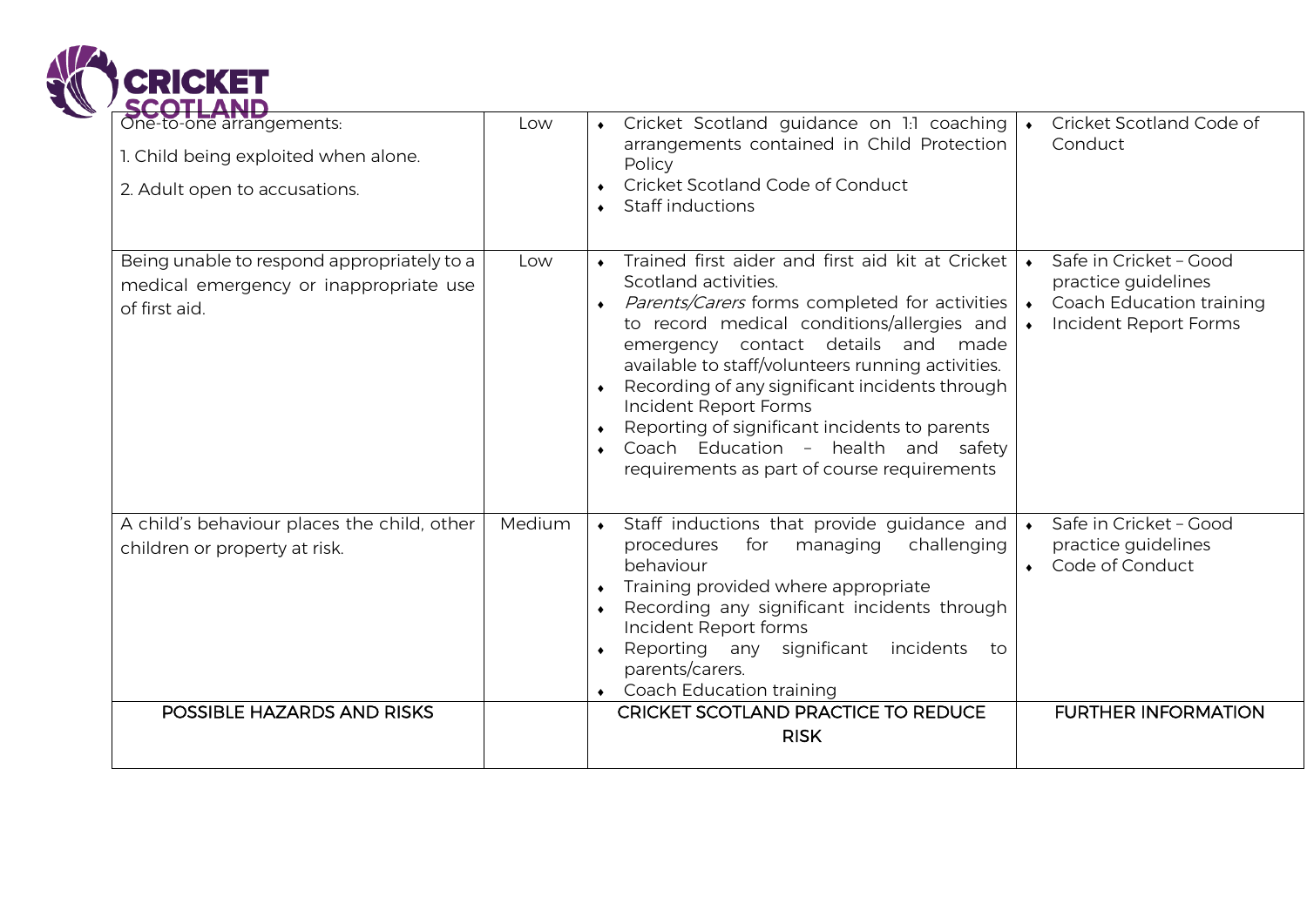| POSSIBLE HAZARDS AND RISKS | | CRICKET SCOTLAND PRACTICE TO REDUCE RISK | FURTHER INFORMATION |
|---|---|---|---|
| One-to-one arrangements:<br>1. Child being exploited when alone.<br>2. Adult open to accusations. | Low | ♦ Cricket Scotland guidance on 1:1 coaching arrangements contained in Child Protection Policy<br>♦ Cricket Scotland Code of Conduct<br>♦ Staff inductions | ♦ Cricket Scotland Code of Conduct |
| Being unable to respond appropriately to a medical emergency or inappropriate use of first aid. | Low | ♦ Trained first aider and first aid kit at Cricket Scotland activities.<br>♦ *Parents/Carers* forms completed for activities to record medical conditions/allergies and emergency contact details and made available to staff/volunteers running activities.<br>♦ Recording of any significant incidents through Incident Report Forms<br>♦ Reporting of significant incidents to parents<br>♦ Coach Education – health and safety requirements as part of course requirements | ♦ Safe in Cricket – Good practice guidelines<br>♦ Coach Education training<br>♦ Incident Report Forms |
| A child's behaviour places the child, other children or property at risk. | Medium | ♦ Staff inductions that provide guidance and procedures for managing challenging behaviour<br>♦ Training provided where appropriate<br>♦ Recording any significant incidents through Incident Report forms<br>♦ Reporting any significant incidents to parents/carers.<br>♦ Coach Education training | ♦ Safe in Cricket – Good practice guidelines<br>♦ Code of Conduct |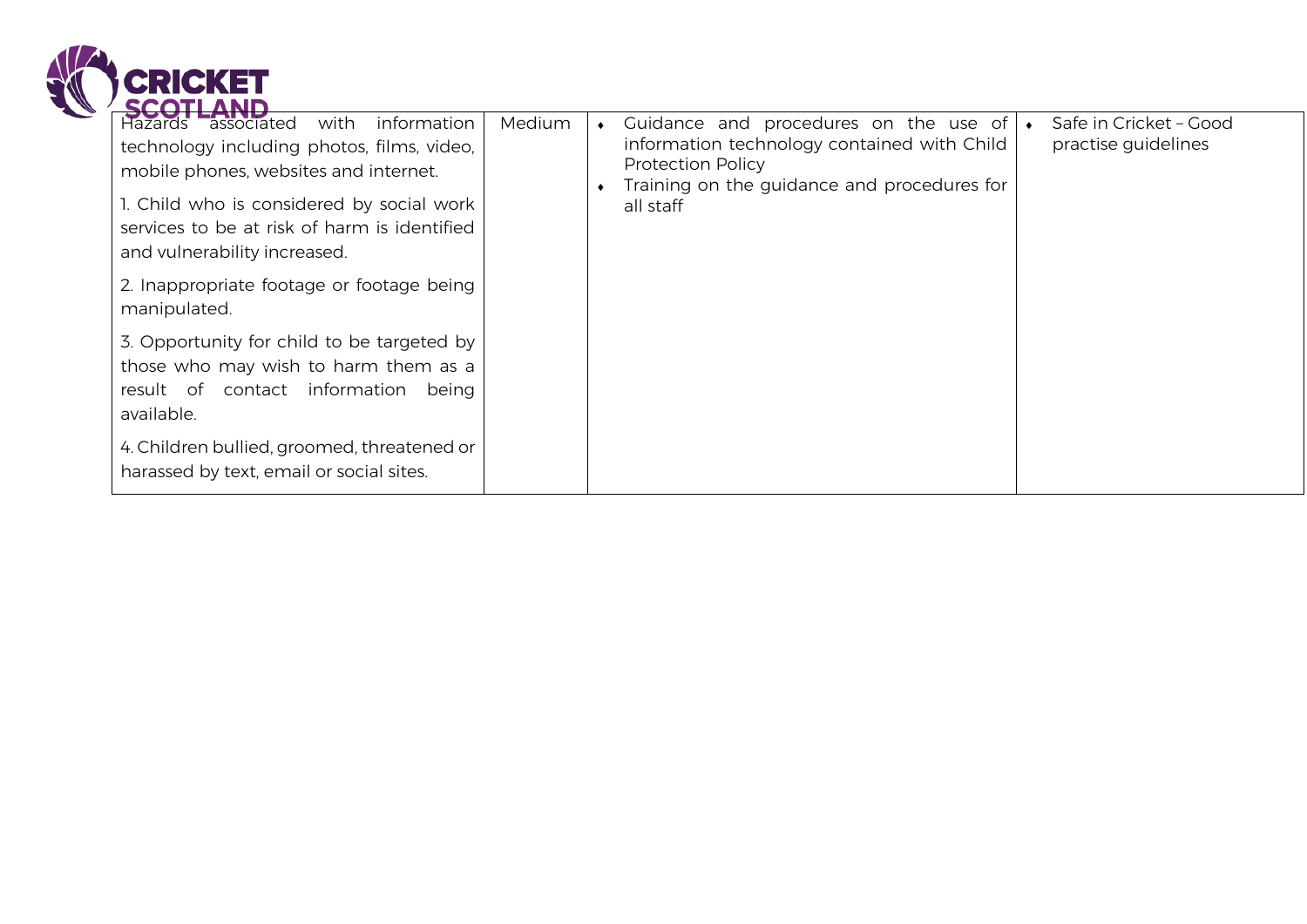| | | | |
|---|---|---|---|
| Hazards associated with information technology including photos, films, video, mobile phones, websites and internet.<br><br>1. Child who is considered by social work services to be at risk of harm is identified and vulnerability increased.<br><br>2. Inappropriate footage or footage being manipulated.<br><br>3. Opportunity for child to be targeted by those who may wish to harm them as a result of contact information being available.<br><br>4. Children bullied, groomed, threatened or harassed by text, email or social sites. | Medium | • Guidance and procedures on the use of information technology contained with Child Protection Policy<br>• Training on the guidance and procedures for all staff | • Safe in Cricket – Good practise guidelines |